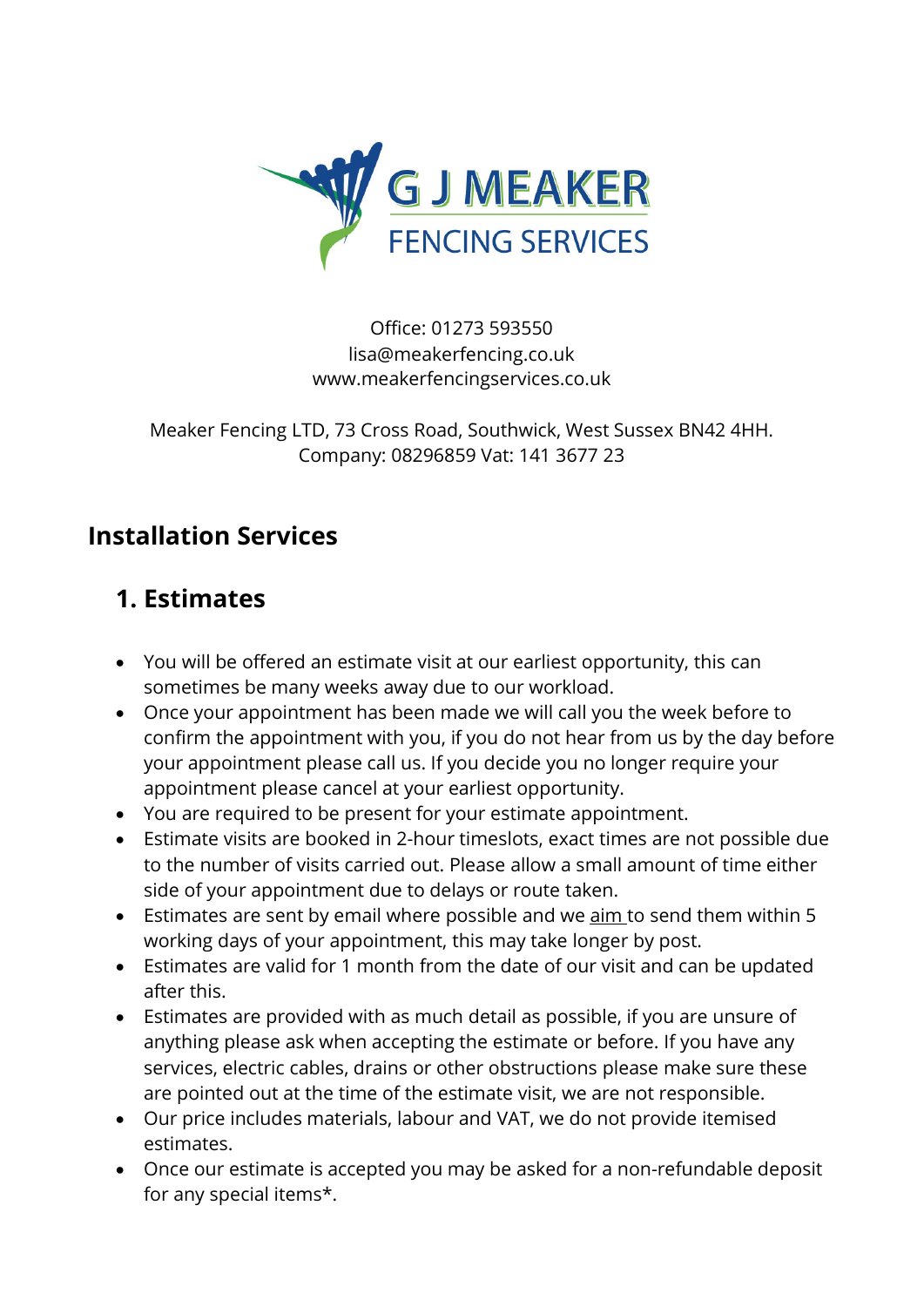G J MEAKER
FENCING SERVICES

Office: 01273 593550
lisa@meakerfencing.co.uk
www.meakerfencingservices.co.uk

Meaker Fencing LTD, 73 Cross Road, Southwick, West Sussex BN42 4HH.
Company: 08296859 Vat: 141 3677 23

# Installation Services

## 1. Estimates

- You will be offered an estimate visit at our earliest opportunity, this can sometimes be many weeks away due to our workload.
- Once your appointment has been made we will call you the week before to confirm the appointment with you, if you do not hear from us by the day before your appointment please call us. If you decide you no longer require your appointment please cancel at your earliest opportunity.
- You are required to be present for your estimate appointment.
- Estimate visits are booked in 2-hour timeslots, exact times are not possible due to the number of visits carried out. Please allow a small amount of time either side of your appointment due to delays or route taken.
- Estimates are sent by email where possible and we <u>aim</u> to send them within 5 working days of your appointment, this may take longer by post.
- Estimates are valid for 1 month from the date of our visit and can be updated after this.
- Estimates are provided with as much detail as possible, if you are unsure of anything please ask when accepting the estimate or before. If you have any services, electric cables, drains or other obstructions please make sure these are pointed out at the time of the estimate visit, we are not responsible.
- Our price includes materials, labour and VAT, we do not provide itemised estimates.
- Once our estimate is accepted you may be asked for a non-refundable deposit for any special items*.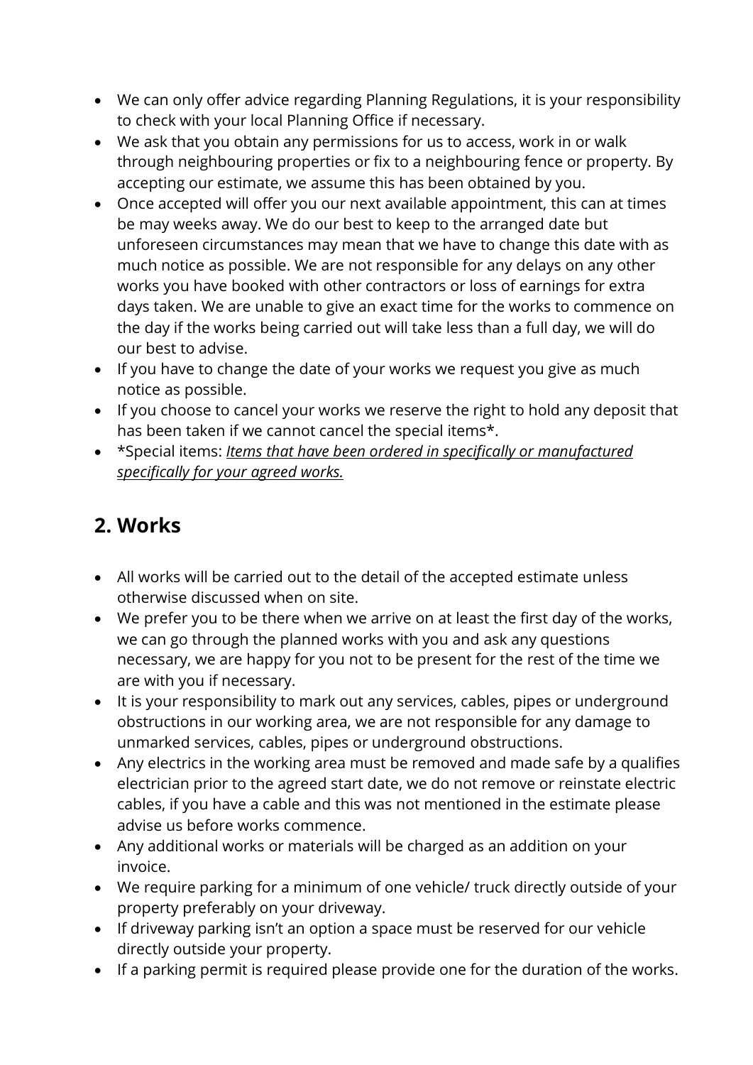- We can only offer advice regarding Planning Regulations, it is your responsibility to check with your local Planning Office if necessary.
- We ask that you obtain any permissions for us to access, work in or walk through neighbouring properties or fix to a neighbouring fence or property. By accepting our estimate, we assume this has been obtained by you.
- Once accepted will offer you our next available appointment, this can at times be may weeks away. We do our best to keep to the arranged date but unforeseen circumstances may mean that we have to change this date with as much notice as possible. We are not responsible for any delays on any other works you have booked with other contractors or loss of earnings for extra days taken. We are unable to give an exact time for the works to commence on the day if the works being carried out will take less than a full day, we will do our best to advise.
- If you have to change the date of your works we request you give as much notice as possible.
- If you choose to cancel your works we reserve the right to hold any deposit that has been taken if we cannot cancel the special items*.
- *Special items: ***Items that have been ordered in specifically or manufactured specifically for your agreed works.***

## 2. Works

- All works will be carried out to the detail of the accepted estimate unless otherwise discussed when on site.
- We prefer you to be there when we arrive on at least the first day of the works, we can go through the planned works with you and ask any questions necessary, we are happy for you not to be present for the rest of the time we are with you if necessary.
- It is your responsibility to mark out any services, cables, pipes or underground obstructions in our working area, we are not responsible for any damage to unmarked services, cables, pipes or underground obstructions.
- Any electrics in the working area must be removed and made safe by a qualifies electrician prior to the agreed start date, we do not remove or reinstate electric cables, if you have a cable and this was not mentioned in the estimate please advise us before works commence.
- Any additional works or materials will be charged as an addition on your invoice.
- We require parking for a minimum of one vehicle/ truck directly outside of your property preferably on your driveway.
- If driveway parking isn't an option a space must be reserved for our vehicle directly outside your property.
- If a parking permit is required please provide one for the duration of the works.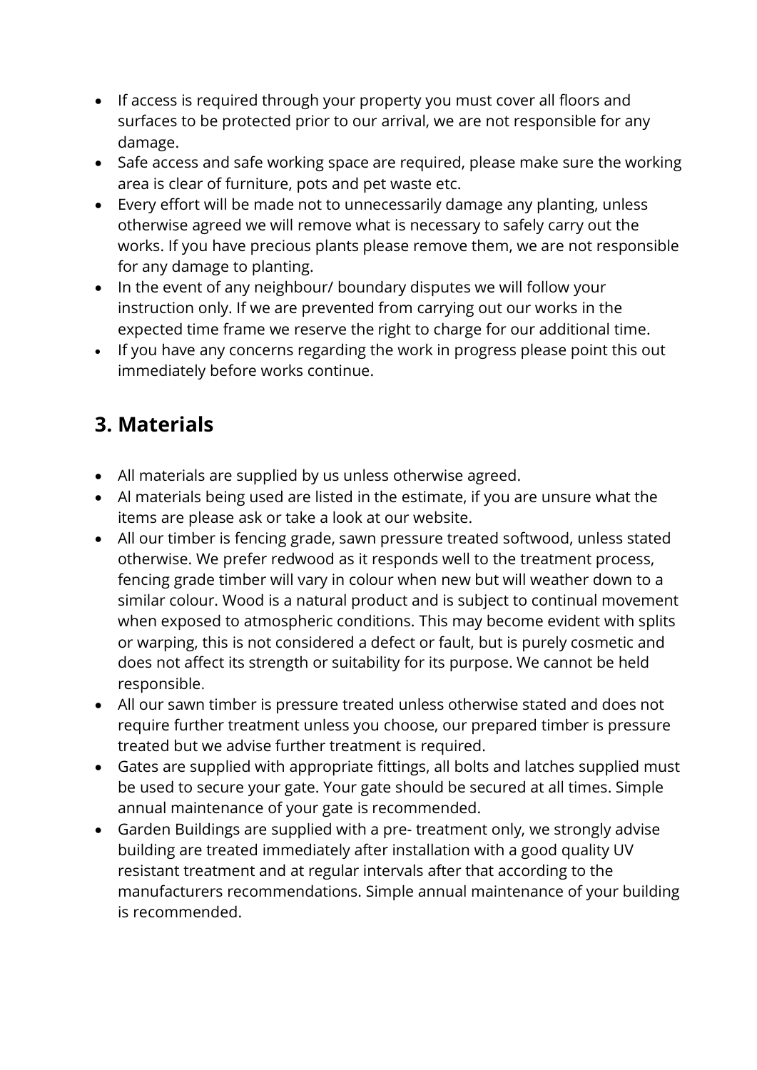- If access is required through your property you must cover all floors and surfaces to be protected prior to our arrival, we are not responsible for any damage.
- Safe access and safe working space are required, please make sure the working area is clear of furniture, pots and pet waste etc.
- Every effort will be made not to unnecessarily damage any planting, unless otherwise agreed we will remove what is necessary to safely carry out the works. If you have precious plants please remove them, we are not responsible for any damage to planting.
- In the event of any neighbour/ boundary disputes we will follow your instruction only. If we are prevented from carrying out our works in the expected time frame we reserve the right to charge for our additional time.
- If you have any concerns regarding the work in progress please point this out immediately before works continue.

## 3. Materials

- All materials are supplied by us unless otherwise agreed.
- Al materials being used are listed in the estimate, if you are unsure what the items are please ask or take a look at our website.
- All our timber is fencing grade, sawn pressure treated softwood, unless stated otherwise. We prefer redwood as it responds well to the treatment process, fencing grade timber will vary in colour when new but will weather down to a similar colour. Wood is a natural product and is subject to continual movement when exposed to atmospheric conditions. This may become evident with splits or warping, this is not considered a defect or fault, but is purely cosmetic and does not affect its strength or suitability for its purpose. We cannot be held responsible.
- All our sawn timber is pressure treated unless otherwise stated and does not require further treatment unless you choose, our prepared timber is pressure treated but we advise further treatment is required.
- Gates are supplied with appropriate fittings, all bolts and latches supplied must be used to secure your gate. Your gate should be secured at all times. Simple annual maintenance of your gate is recommended.
- Garden Buildings are supplied with a pre- treatment only, we strongly advise building are treated immediately after installation with a good quality UV resistant treatment and at regular intervals after that according to the manufacturers recommendations. Simple annual maintenance of your building is recommended.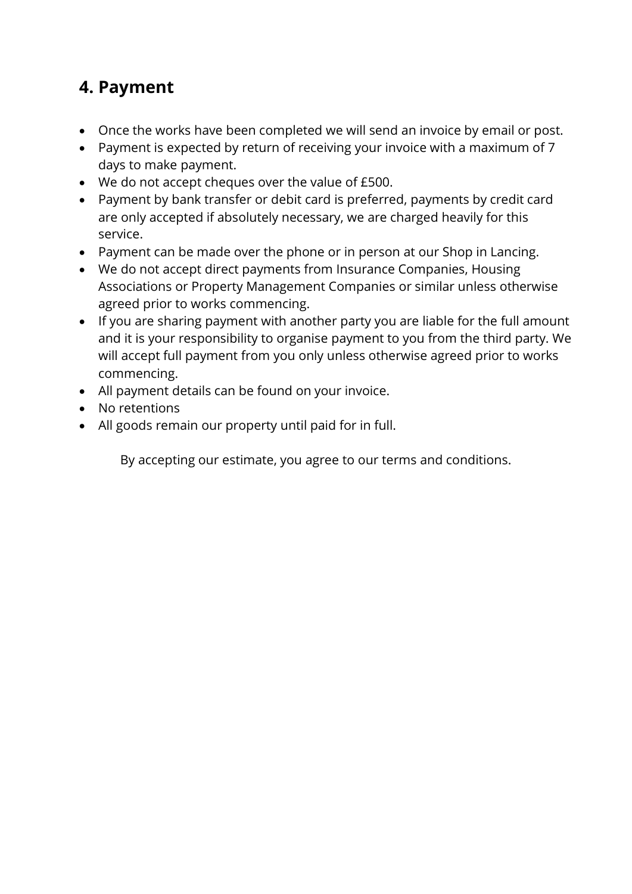## 4. Payment

- Once the works have been completed we will send an invoice by email or post.
- Payment is expected by return of receiving your invoice with a maximum of 7 days to make payment.
- We do not accept cheques over the value of £500.
- Payment by bank transfer or debit card is preferred, payments by credit card are only accepted if absolutely necessary, we are charged heavily for this service.
- Payment can be made over the phone or in person at our Shop in Lancing.
- We do not accept direct payments from Insurance Companies, Housing Associations or Property Management Companies or similar unless otherwise agreed prior to works commencing.
- If you are sharing payment with another party you are liable for the full amount and it is your responsibility to organise payment to you from the third party. We will accept full payment from you only unless otherwise agreed prior to works commencing.
- All payment details can be found on your invoice.
- No retentions
- All goods remain our property until paid for in full.

By accepting our estimate, you agree to our terms and conditions.